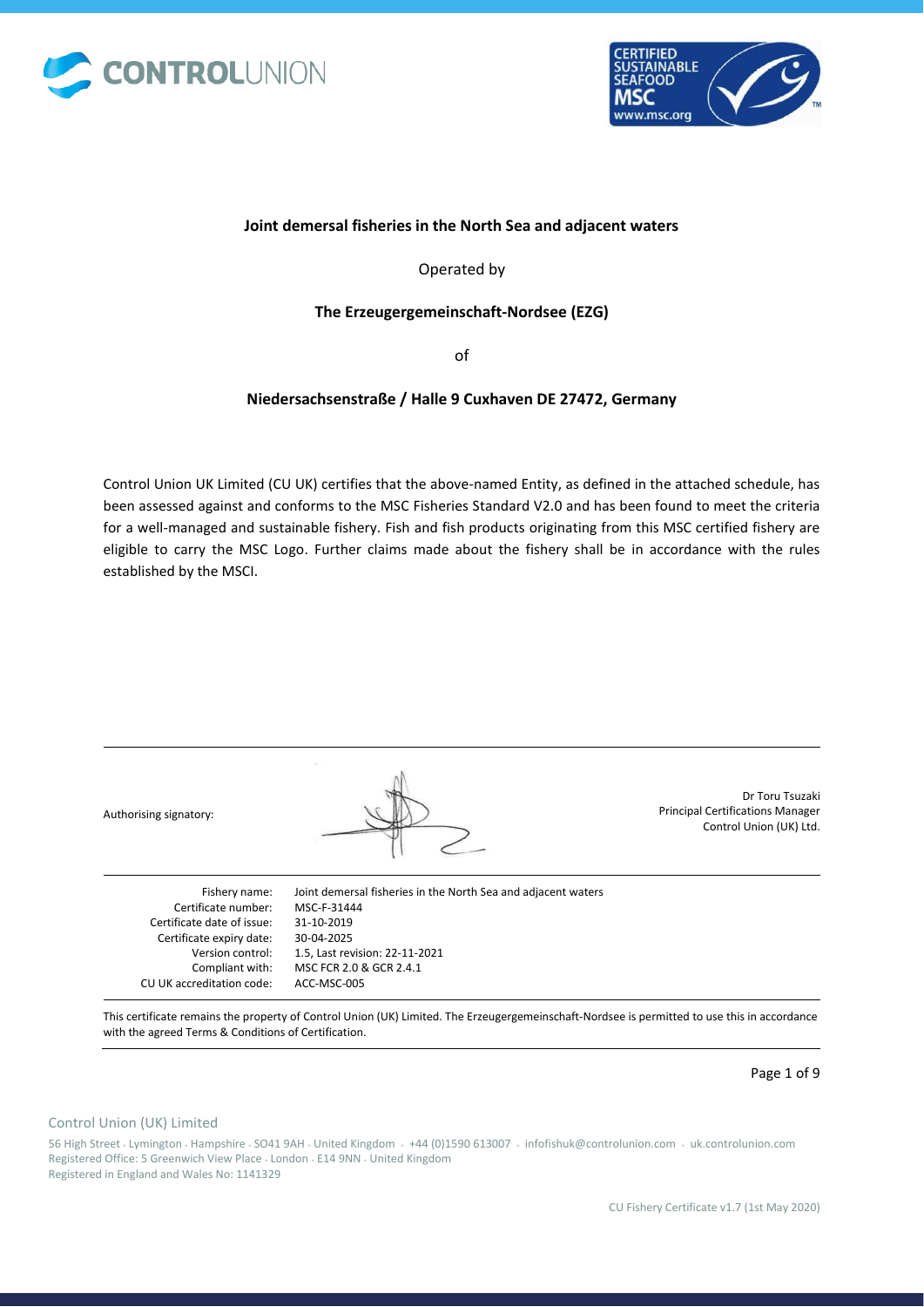**Joint demersal fisheries in the North Sea and adjacent waters**

Operated by

**The Erzeugergemeinschaft-Nordsee (EZG)**

of

**Niedersachsenstraße / Halle 9 Cuxhaven DE 27472, Germany**

Control Union UK Limited (CU UK) certifies that the above-named Entity, as defined in the attached schedule, has been assessed against and conforms to the MSC Fisheries Standard V2.0 and has been found to meet the criteria for a well-managed and sustainable fishery. Fish and fish products originating from this MSC certified fishery are eligible to carry the MSC Logo. Further claims made about the fishery shall be in accordance with the rules established by the MSCI.

Authorising signatory:

Dr Toru Tsuzaki
Principal Certifications Manager
Control Union (UK) Ltd.

| | |
|---|---|
| Fishery name: | Joint demersal fisheries in the North Sea and adjacent waters |
| Certificate number: | MSC-F-31444 |
| Certificate date of issue: | 31-10-2019 |
| Certificate expiry date: | 30-04-2025 |
| Version control: | 1.5, Last revision: 22-11-2021 |
| Compliant with: | MSC FCR 2.0 & GCR 2.4.1 |
| CU UK accreditation code: | ACC-MSC-005 |

This certificate remains the property of Control Union (UK) Limited. The Erzeugergemeinschaft-Nordsee is permitted to use this in accordance with the agreed Terms & Conditions of Certification.

Control Union (UK) Limited

56 High Street . Lymington . Hampshire . SO41 9AH . United Kingdom . +44 (0)1590 613007 . infofishuk@controlunion.com . uk.controlunion.com
Registered Office: 5 Greenwich View Place . London . E14 9NN . United Kingdom
Registered in England and Wales No: 1141329

CU Fishery Certificate v1.7 (1st May 2020)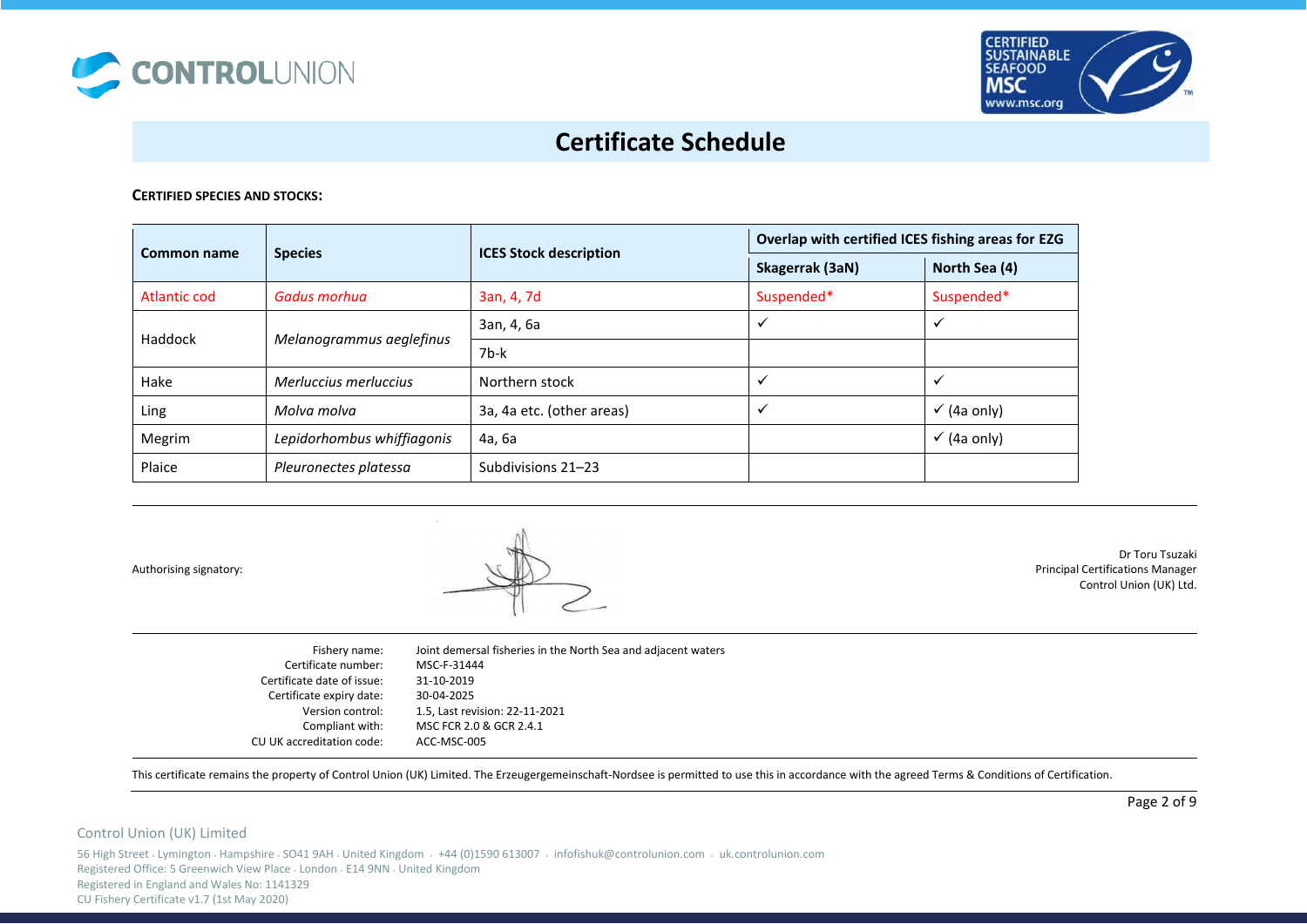# Certificate Schedule

**CERTIFIED SPECIES AND STOCKS:**

| Common name | Species | ICES Stock description | Overlap with certified ICES fishing areas for EZG | |
|---|---|---|---|---|
| | | | **Skagerrak (3aN)** | **North Sea (4)** |
| Atlantic cod | *Gadus morhua* | 3an, 4, 7d | Suspended* | Suspended* |
| Haddock | *Melanogrammus aeglefinus* | 3an, 4, 6a | ✓ | ✓ |
| | | 7b-k | | |
| Hake | *Merluccius merluccius* | Northern stock | ✓ | ✓ |
| Ling | *Molva molva* | 3a, 4a etc. (other areas) | ✓ | ✓ (4a only) |
| Megrim | *Lepidorhombus whiffiagonis* | 4a, 6a | | ✓ (4a only) |
| Plaice | *Pleuronectes platessa* | Subdivisions 21–23 | | |

Authorising signatory:

Dr Toru Tsuzaki
Principal Certifications Manager
Control Union (UK) Ltd.

| | |
|---|---|
| Fishery name: | Joint demersal fisheries in the North Sea and adjacent waters |
| Certificate number: | MSC-F-31444 |
| Certificate date of issue: | 31-10-2019 |
| Certificate expiry date: | 30-04-2025 |
| Version control: | 1.5, Last revision: 22-11-2021 |
| Compliant with: | MSC FCR 2.0 & GCR 2.4.1 |
| CU UK accreditation code: | ACC-MSC-005 |

This certificate remains the property of Control Union (UK) Limited. The Erzeugergemeinschaft-Nordsee is permitted to use this in accordance with the agreed Terms & Conditions of Certification.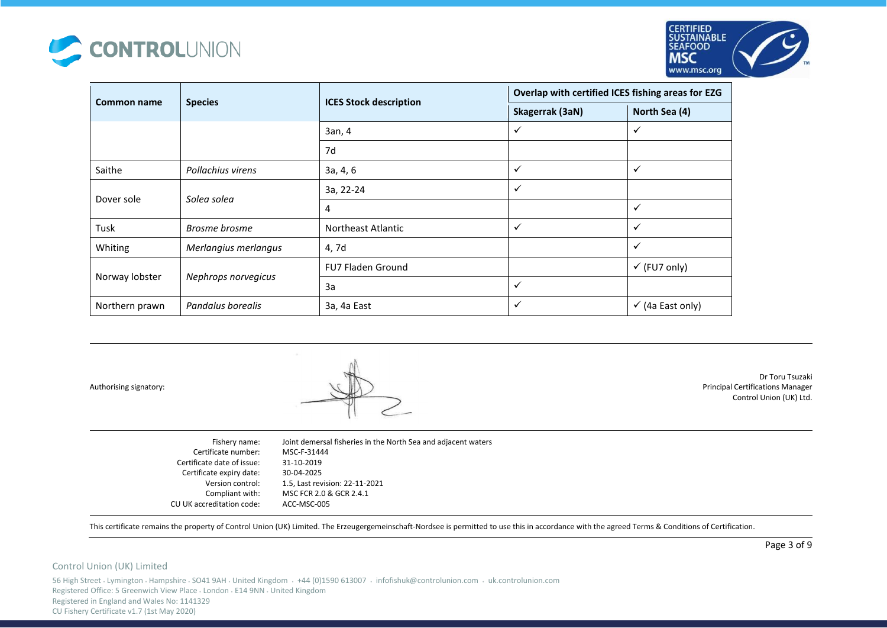| Common name | Species | ICES Stock description | Overlap with certified ICES fishing areas for EZG | |
|---|---|---|---|---|
| | | | Skagerrak (3aN) | North Sea (4) |
| | | 3an, 4 | ✓ | ✓ |
| | | 7d | | |
| Saithe | *Pollachius virens* | 3a, 4, 6 | ✓ | ✓ |
| Dover sole | *Solea solea* | 3a, 22-24 | ✓ | |
| | | 4 | | ✓ |
| Tusk | *Brosme brosme* | Northeast Atlantic | ✓ | ✓ |
| Whiting | *Merlangius merlangus* | 4, 7d | | ✓ |
| Norway lobster | *Nephrops norvegicus* | FU7 Fladen Ground | | ✓ (FU7 only) |
| | | 3a | ✓ | |
| Northern prawn | *Pandalus borealis* | 3a, 4a East | ✓ | ✓ (4a East only) |

Authorising signatory:

Dr Toru Tsuzaki
Principal Certifications Manager
Control Union (UK) Ltd.

| | |
|---|---|
| Fishery name: | Joint demersal fisheries in the North Sea and adjacent waters |
| Certificate number: | MSC-F-31444 |
| Certificate date of issue: | 31-10-2019 |
| Certificate expiry date: | 30-04-2025 |
| Version control: | 1.5, Last revision: 22-11-2021 |
| Compliant with: | MSC FCR 2.0 & GCR 2.4.1 |
| CU UK accreditation code: | ACC-MSC-005 |

This certificate remains the property of Control Union (UK) Limited. The Erzeugergemeinschaft-Nordsee is permitted to use this in accordance with the agreed Terms & Conditions of Certification.

Control Union (UK) Limited

56 High Street · Lymington · Hampshire · SO41 9AH · United Kingdom · +44 (0)1590 613007 · infofishuk@controlunion.com · uk.controlunion.com
Registered Office: 5 Greenwich View Place · London · E14 9NN · United Kingdom
Registered in England and Wales No: 1141329
CU Fishery Certificate v1.7 (1st May 2020)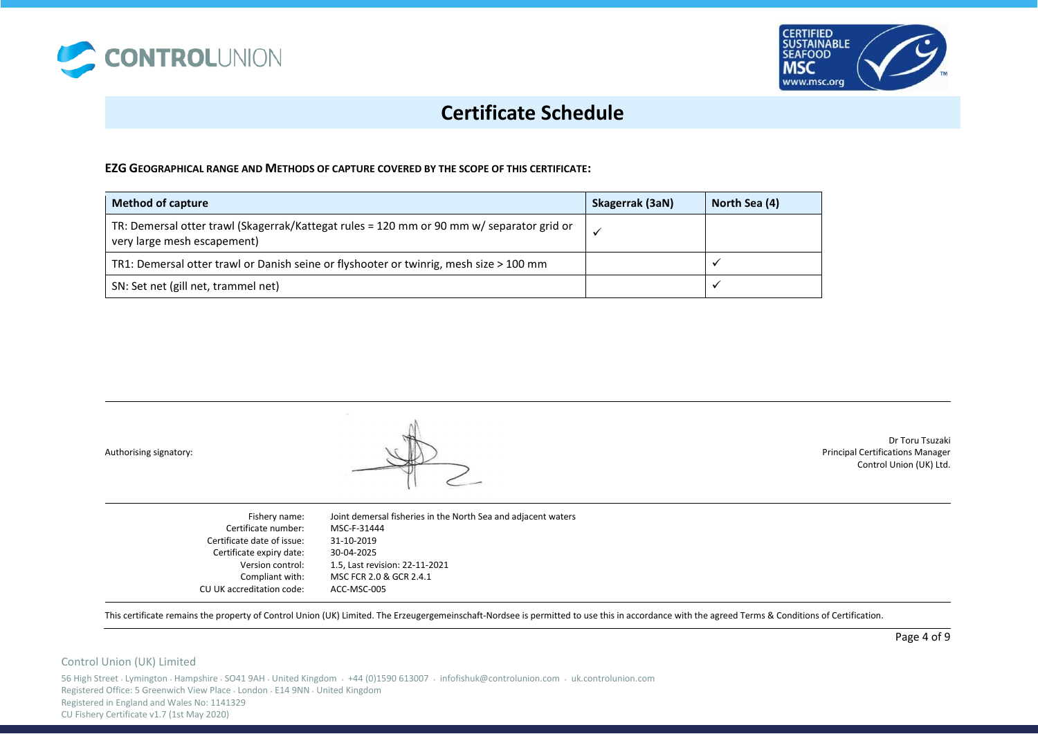# Certificate Schedule

**EZG GEOGRAPHICAL RANGE AND METHODS OF CAPTURE COVERED BY THE SCOPE OF THIS CERTIFICATE:**

| Method of capture | Skagerrak (3aN) | North Sea (4) |
|---|---|---|
| TR: Demersal otter trawl (Skagerrak/Kattegat rules = 120 mm or 90 mm w/ separator grid or very large mesh escapement) | ✓ | |
| TR1: Demersal otter trawl or Danish seine or flyshooter or twinrig, mesh size > 100 mm | | ✓ |
| SN: Set net (gill net, trammel net) | | ✓ |

Authorising signatory:

Dr Toru Tsuzaki
Principal Certifications Manager
Control Union (UK) Ltd.

| | |
|---|---|
| Fishery name: | Joint demersal fisheries in the North Sea and adjacent waters |
| Certificate number: | MSC-F-31444 |
| Certificate date of issue: | 31-10-2019 |
| Certificate expiry date: | 30-04-2025 |
| Version control: | 1.5, Last revision: 22-11-2021 |
| Compliant with: | MSC FCR 2.0 & GCR 2.4.1 |
| CU UK accreditation code: | ACC-MSC-005 |

This certificate remains the property of Control Union (UK) Limited. The Erzeugergemeinschaft-Nordsee is permitted to use this in accordance with the agreed Terms & Conditions of Certification.

Control Union (UK) Limited

56 High Street · Lymington · Hampshire · SO41 9AH · United Kingdom · +44 (0)1590 613007 · infofishuk@controlunion.com · uk.controlunion.com
Registered Office: 5 Greenwich View Place · London · E14 9NN · United Kingdom
Registered in England and Wales No: 1141329
CU Fishery Certificate v1.7 (1st May 2020)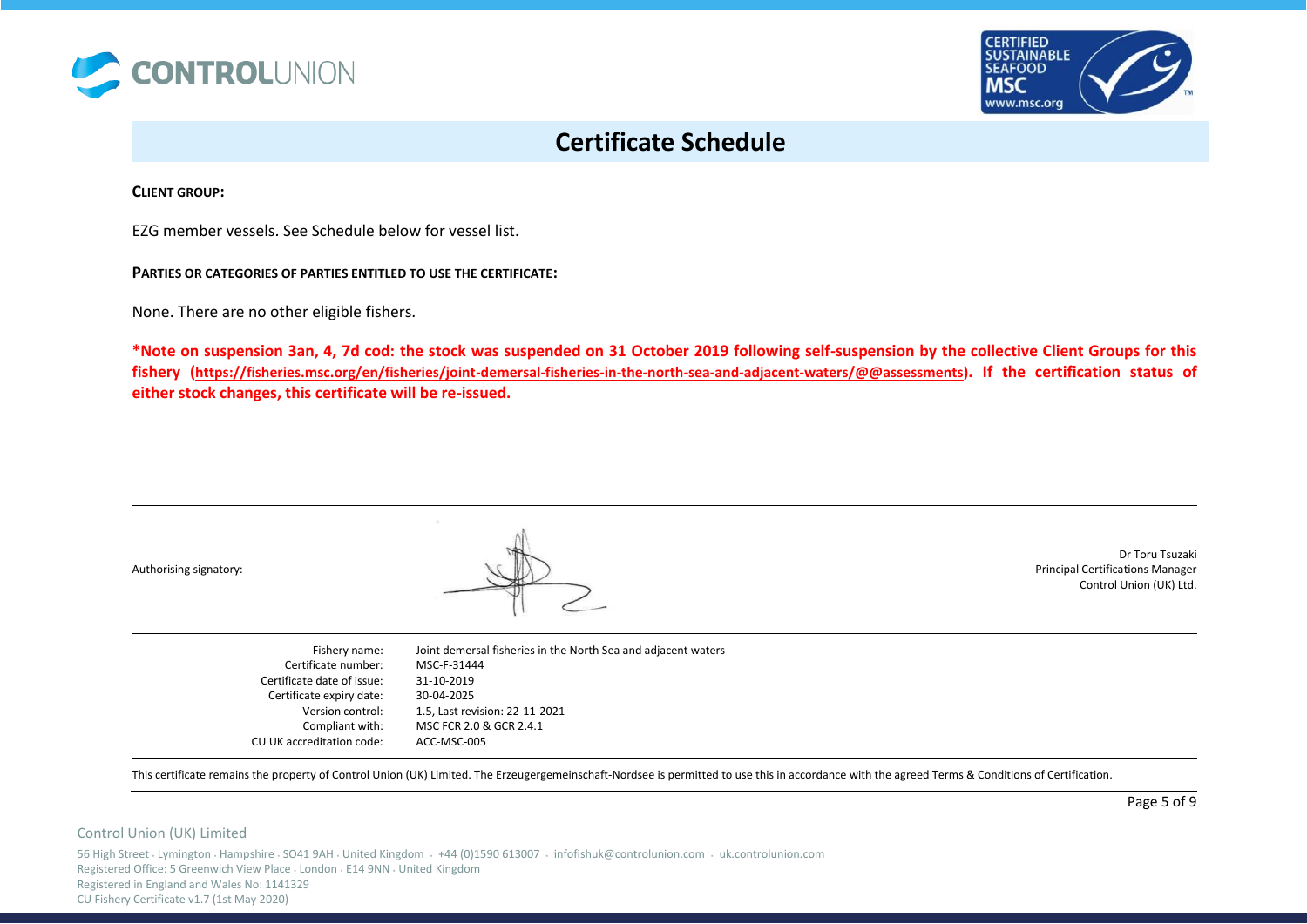# Certificate Schedule

**CLIENT GROUP:**

EZG member vessels. See Schedule below for vessel list.

**PARTIES OR CATEGORIES OF PARTIES ENTITLED TO USE THE CERTIFICATE:**

None. There are no other eligible fishers.

***Note on suspension 3an, 4, 7d cod: the stock was suspended on 31 October 2019 following self-suspension by the collective Client Groups for this fishery (https://fisheries.msc.org/en/fisheries/joint-demersal-fisheries-in-the-north-sea-and-adjacent-waters/@@assessments). If the certification status of either stock changes, this certificate will be re-issued.**

Authorising signatory:

Dr Toru Tsuzaki
Principal Certifications Manager
Control Union (UK) Ltd.

| | |
|---|---|
| Fishery name: | Joint demersal fisheries in the North Sea and adjacent waters |
| Certificate number: | MSC-F-31444 |
| Certificate date of issue: | 31-10-2019 |
| Certificate expiry date: | 30-04-2025 |
| Version control: | 1.5, Last revision: 22-11-2021 |
| Compliant with: | MSC FCR 2.0 & GCR 2.4.1 |
| CU UK accreditation code: | ACC-MSC-005 |

This certificate remains the property of Control Union (UK) Limited. The Erzeugergemeinschaft-Nordsee is permitted to use this in accordance with the agreed Terms & Conditions of Certification.

Control Union (UK) Limited

56 High Street · Lymington · Hampshire · SO41 9AH · United Kingdom · +44 (0)1590 613007 · infofishuk@controlunion.com · uk.controlunion.com
Registered Office: 5 Greenwich View Place · London · E14 9NN · United Kingdom
Registered in England and Wales No: 1141329
CU Fishery Certificate v1.7 (1st May 2020)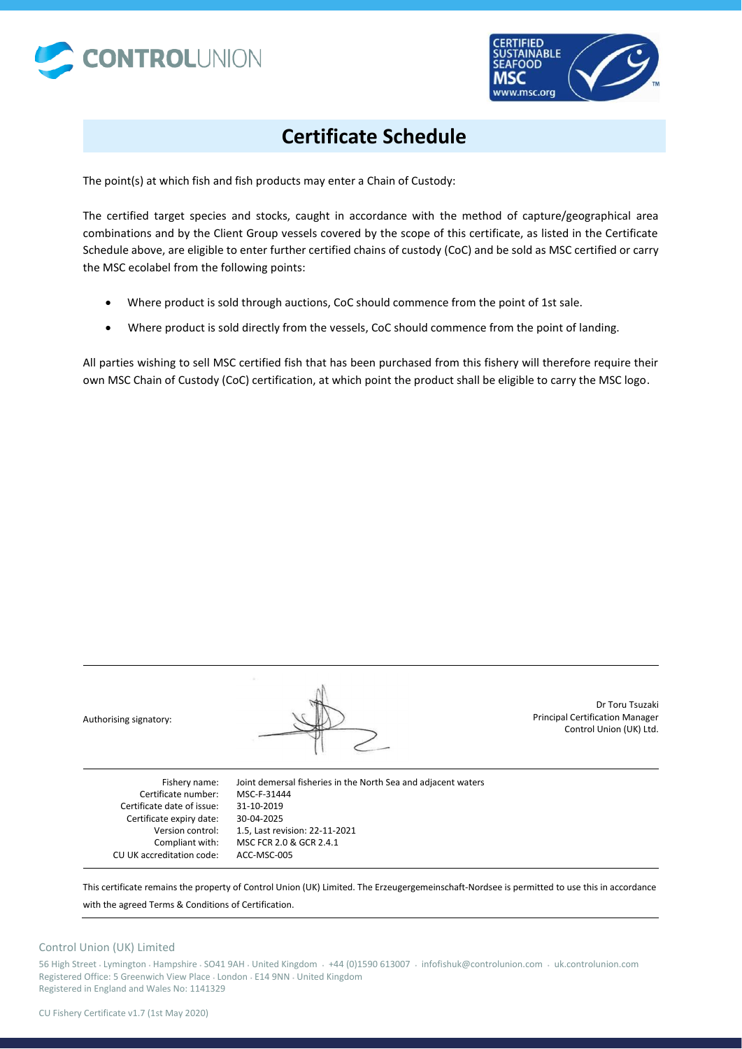# Certificate Schedule

The point(s) at which fish and fish products may enter a Chain of Custody:

The certified target species and stocks, caught in accordance with the method of capture/geographical area combinations and by the Client Group vessels covered by the scope of this certificate, as listed in the Certificate Schedule above, are eligible to enter further certified chains of custody (CoC) and be sold as MSC certified or carry the MSC ecolabel from the following points:

- Where product is sold through auctions, CoC should commence from the point of 1st sale.
- Where product is sold directly from the vessels, CoC should commence from the point of landing.

All parties wishing to sell MSC certified fish that has been purchased from this fishery will therefore require their own MSC Chain of Custody (CoC) certification, at which point the product shall be eligible to carry the MSC logo.

Authorising signatory:

Dr Toru Tsuzaki
Principal Certification Manager
Control Union (UK) Ltd.

| | |
|---|---|
| Fishery name: | Joint demersal fisheries in the North Sea and adjacent waters |
| Certificate number: | MSC-F-31444 |
| Certificate date of issue: | 31-10-2019 |
| Certificate expiry date: | 30-04-2025 |
| Version control: | 1.5, Last revision: 22-11-2021 |
| Compliant with: | MSC FCR 2.0 & GCR 2.4.1 |
| CU UK accreditation code: | ACC-MSC-005 |

This certificate remains the property of Control Union (UK) Limited. The Erzeugergemeinschaft-Nordsee is permitted to use this in accordance with the agreed Terms & Conditions of Certification.

Control Union (UK) Limited

56 High Street . Lymington . Hampshire . SO41 9AH . United Kingdom . +44 (0)1590 613007 . infofishuk@controlunion.com . uk.controlunion.com
Registered Office: 5 Greenwich View Place . London . E14 9NN . United Kingdom
Registered in England and Wales No: 1141329

CU Fishery Certificate v1.7 (1st May 2020)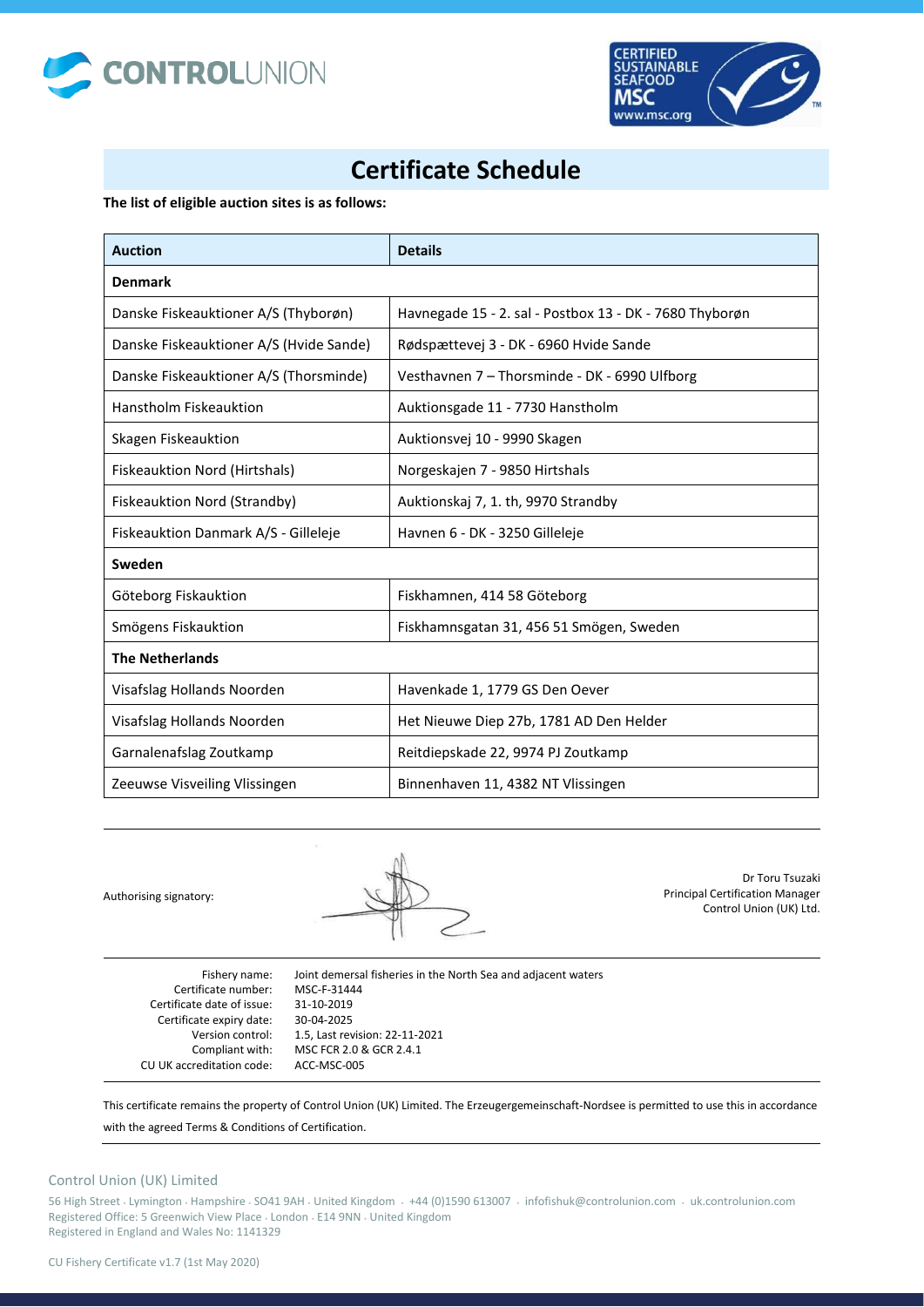# Certificate Schedule

**The list of eligible auction sites is as follows:**

| Auction | Details |
|---|---|
| **Denmark** | |
| Danske Fiskeauktioner A/S (Thyborøn) | Havnegade 15 - 2. sal - Postbox 13 - DK - 7680 Thyborøn |
| Danske Fiskeauktioner A/S (Hvide Sande) | Rødspættevej 3 - DK - 6960 Hvide Sande |
| Danske Fiskeauktioner A/S (Thorsminde) | Vesthavnen 7 – Thorsminde - DK - 6990 Ulfborg |
| Hanstholm Fiskeauktion | Auktionsgade 11 - 7730 Hanstholm |
| Skagen Fiskeauktion | Auktionsvej 10 - 9990 Skagen |
| Fiskeauktion Nord (Hirtshals) | Norgeskajen 7 - 9850 Hirtshals |
| Fiskeauktion Nord (Strandby) | Auktionskaj 7, 1. th, 9970 Strandby |
| Fiskeauktion Danmark A/S - Gilleleje | Havnen 6 - DK - 3250 Gilleleje |
| **Sweden** | |
| Göteborg Fiskauktion | Fiskhamnen, 414 58 Göteborg |
| Smögens Fiskauktion | Fiskhamnsgatan 31, 456 51 Smögen, Sweden |
| **The Netherlands** | |
| Visafslag Hollands Noorden | Havenkade 1, 1779 GS Den Oever |
| Visafslag Hollands Noorden | Het Nieuwe Diep 27b, 1781 AD Den Helder |
| Garnalenafslag Zoutkamp | Reitdiepskade 22, 9974 PJ Zoutkamp |
| Zeeuwse Visveiling Vlissingen | Binnenhaven 11, 4382 NT Vlissingen |

Authorising signatory:

Dr Toru Tsuzaki
Principal Certification Manager
Control Union (UK) Ltd.

| | |
|---|---|
| Fishery name: | Joint demersal fisheries in the North Sea and adjacent waters |
| Certificate number: | MSC-F-31444 |
| Certificate date of issue: | 31-10-2019 |
| Certificate expiry date: | 30-04-2025 |
| Version control: | 1.5, Last revision: 22-11-2021 |
| Compliant with: | MSC FCR 2.0 & GCR 2.4.1 |
| CU UK accreditation code: | ACC-MSC-005 |

This certificate remains the property of Control Union (UK) Limited. The Erzeugergemeinschaft-Nordsee is permitted to use this in accordance with the agreed Terms & Conditions of Certification.

Control Union (UK) Limited

56 High Street · Lymington · Hampshire · SO41 9AH · United Kingdom · +44 (0)1590 613007 · infofishuk@controlunion.com · uk.controlunion.com
Registered Office: 5 Greenwich View Place · London · E14 9NN · United Kingdom
Registered in England and Wales No: 1141329

CU Fishery Certificate v1.7 (1st May 2020)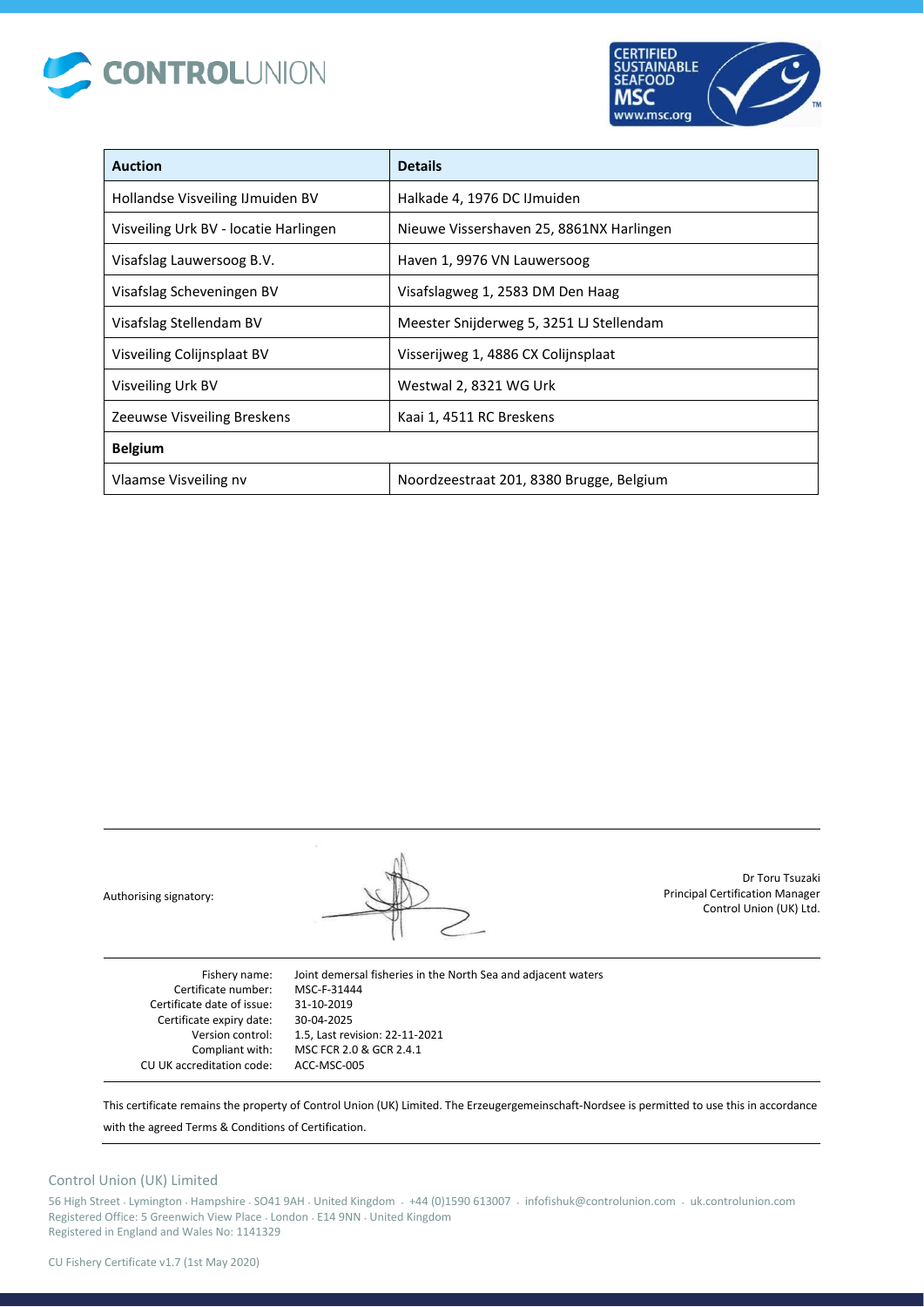| Auction | Details |
|---|---|
| Hollandse Visveiling IJmuiden BV | Halkade 4, 1976 DC IJmuiden |
| Visveiling Urk BV - locatie Harlingen | Nieuwe Vissershaven 25, 8861NX Harlingen |
| Visafslag Lauwersoog B.V. | Haven 1, 9976 VN Lauwersoog |
| Visafslag Scheveningen BV | Visafslagweg 1, 2583 DM Den Haag |
| Visafslag Stellendam BV | Meester Snijderweg 5, 3251 LJ Stellendam |
| Visveiling Colijnsplaat BV | Visserijweg 1, 4886 CX Colijnsplaat |
| Visveiling Urk BV | Westwal 2, 8321 WG Urk |
| Zeeuwse Visveiling Breskens | Kaai 1, 4511 RC Breskens |
| **Belgium** | |
| Vlaamse Visveiling nv | Noordzeestraat 201, 8380 Brugge, Belgium |

Authorising signatory:

Dr Toru Tsuzaki
Principal Certification Manager
Control Union (UK) Ltd.

Fishery name: Joint demersal fisheries in the North Sea and adjacent waters
Certificate number: MSC-F-31444
Certificate date of issue: 31-10-2019
Certificate expiry date: 30-04-2025
Version control: 1.5, Last revision: 22-11-2021
Compliant with: MSC FCR 2.0 & GCR 2.4.1
CU UK accreditation code: ACC-MSC-005

This certificate remains the property of Control Union (UK) Limited. The Erzeugergemeinschaft-Nordsee is permitted to use this in accordance with the agreed Terms & Conditions of Certification.

Control Union (UK) Limited

56 High Street · Lymington · Hampshire · SO41 9AH · United Kingdom · +44 (0)1590 613007 · infofishuk@controlunion.com · uk.controlunion.com
Registered Office: 5 Greenwich View Place · London · E14 9NN · United Kingdom
Registered in England and Wales No: 1141329

CU Fishery Certificate v1.7 (1st May 2020)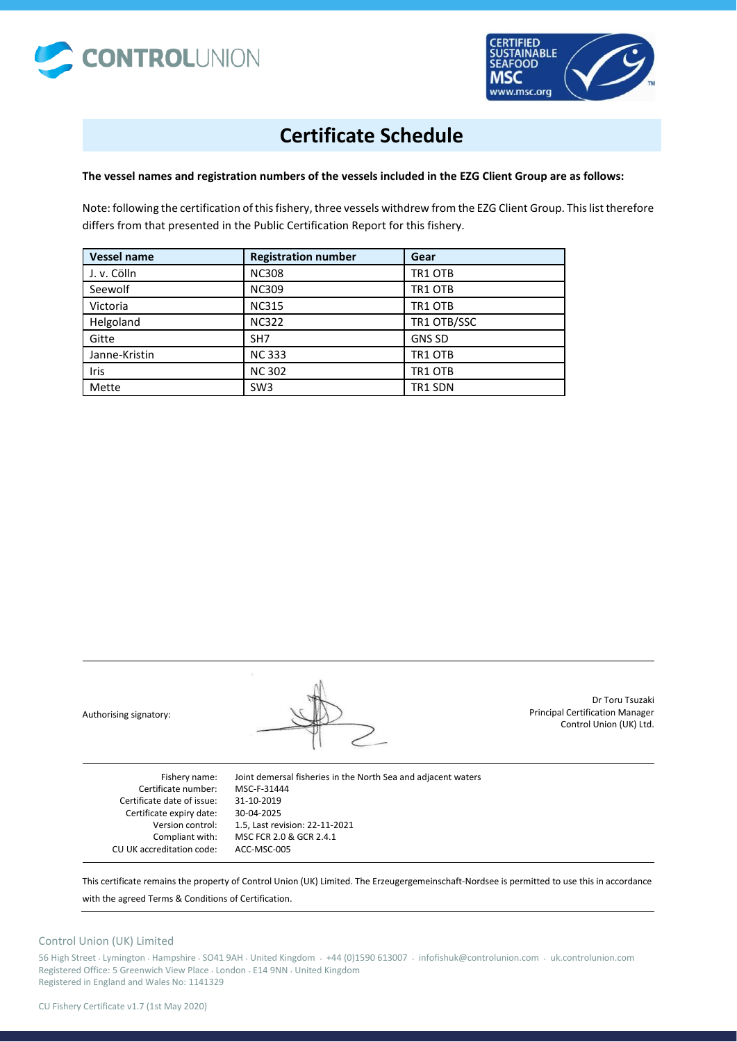# Certificate Schedule

**The vessel names and registration numbers of the vessels included in the EZG Client Group are as follows:**

Note: following the certification of this fishery, three vessels withdrew from the EZG Client Group. This list therefore differs from that presented in the Public Certification Report for this fishery.

| Vessel name | Registration number | Gear |
|---|---|---|
| J. v. Cölln | NC308 | TR1 OTB |
| Seewolf | NC309 | TR1 OTB |
| Victoria | NC315 | TR1 OTB |
| Helgoland | NC322 | TR1 OTB/SSC |
| Gitte | SH7 | GNS SD |
| Janne-Kristin | NC 333 | TR1 OTB |
| Iris | NC 302 | TR1 OTB |
| Mette | SW3 | TR1 SDN |

Authorising signatory:

Dr Toru Tsuzaki
Principal Certification Manager
Control Union (UK) Ltd.

| | |
|---|---|
| Fishery name: | Joint demersal fisheries in the North Sea and adjacent waters |
| Certificate number: | MSC-F-31444 |
| Certificate date of issue: | 31-10-2019 |
| Certificate expiry date: | 30-04-2025 |
| Version control: | 1.5, Last revision: 22-11-2021 |
| Compliant with: | MSC FCR 2.0 & GCR 2.4.1 |
| CU UK accreditation code: | ACC-MSC-005 |

This certificate remains the property of Control Union (UK) Limited. The Erzeugergemeinschaft-Nordsee is permitted to use this in accordance with the agreed Terms & Conditions of Certification.

Control Union (UK) Limited

56 High Street . Lymington . Hampshire . SO41 9AH . United Kingdom . +44 (0)1590 613007 . infofishuk@controlunion.com . uk.controlunion.com
Registered Office: 5 Greenwich View Place . London . E14 9NN . United Kingdom
Registered in England and Wales No: 1141329

CU Fishery Certificate v1.7 (1st May 2020)